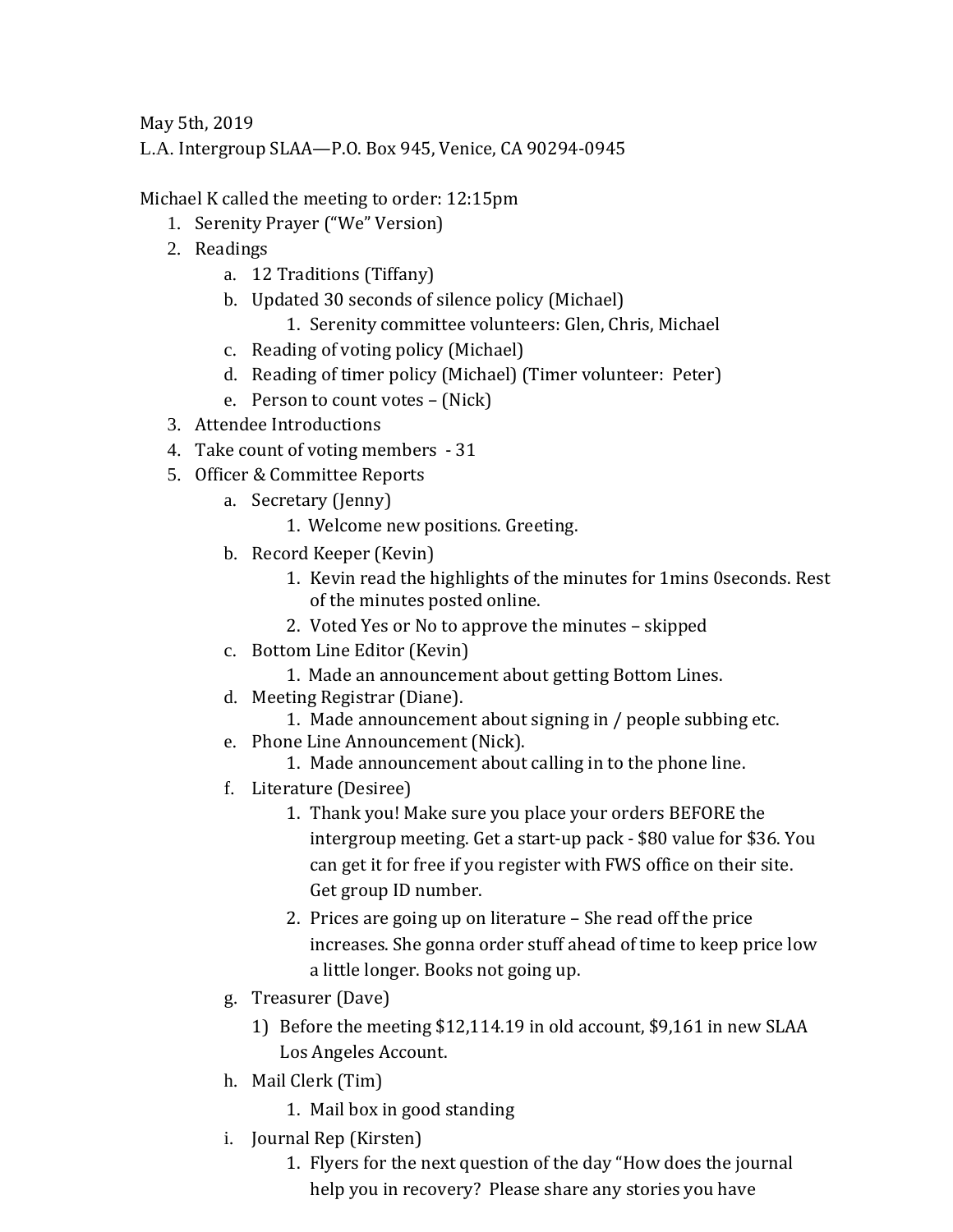May 5th, 2019

L.A. Intergroup SLAA—P.O. Box 945, Venice, CA 90294-0945

Michael K called the meeting to order: 12:15pm

1. Serenity Prayer ("We" Version)
2. Readings
    a. 12 Traditions (Tiffany)
    b. Updated 30 seconds of silence policy (Michael)
        1. Serenity committee volunteers: Glen, Chris, Michael
    c. Reading of voting policy (Michael)
    d. Reading of timer policy (Michael) (Timer volunteer: Peter)
    e. Person to count votes – (Nick)
3. Attendee Introductions
4. Take count of voting members - 31
5. Officer & Committee Reports
    a. Secretary (Jenny)
        1. Welcome new positions. Greeting.
    b. Record Keeper (Kevin)
        1. Kevin read the highlights of the minutes for 1mins 0seconds. Rest of the minutes posted online.
        2. Voted Yes or No to approve the minutes – skipped
    c. Bottom Line Editor (Kevin)
        1. Made an announcement about getting Bottom Lines.
    d. Meeting Registrar (Diane).
        1. Made announcement about signing in / people subbing etc.
    e. Phone Line Announcement (Nick).
        1. Made announcement about calling in to the phone line.
    f. Literature (Desiree)
        1. Thank you! Make sure you place your orders BEFORE the intergroup meeting. Get a start-up pack - $80 value for $36. You can get it for free if you register with FWS office on their site. Get group ID number.
        2. Prices are going up on literature – She read off the price increases. She gonna order stuff ahead of time to keep price low a little longer. Books not going up.
    g. Treasurer (Dave)
        1) Before the meeting $12,114.19 in old account, $9,161 in new SLAA Los Angeles Account.
    h. Mail Clerk (Tim)
        1. Mail box in good standing
    i. Journal Rep (Kirsten)
        1. Flyers for the next question of the day "How does the journal help you in recovery? Please share any stories you have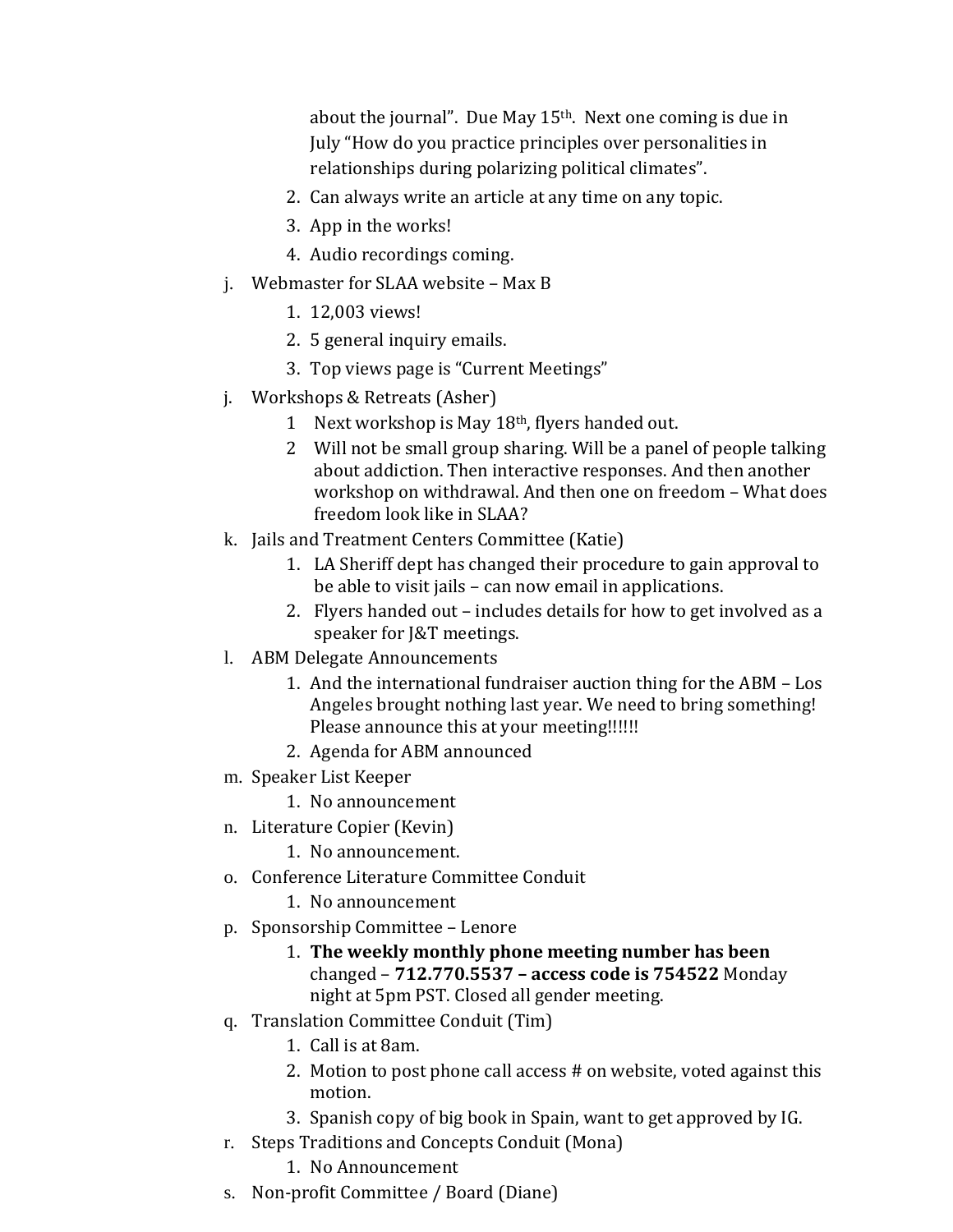about the journal". Due May 15th. Next one coming is due in July "How do you practice principles over personalities in relationships during polarizing political climates".

2. Can always write an article at any time on any topic.
3. App in the works!
4. Audio recordings coming.

j. Webmaster for SLAA website – Max B
   1. 12,003 views!
   2. 5 general inquiry emails.
   3. Top views page is "Current Meetings"

j. Workshops & Retreats (Asher)
   1 Next workshop is May 18th, flyers handed out.
   2 Will not be small group sharing. Will be a panel of people talking about addiction. Then interactive responses. And then another workshop on withdrawal. And then one on freedom – What does freedom look like in SLAA?

k. Jails and Treatment Centers Committee (Katie)
   1. LA Sheriff dept has changed their procedure to gain approval to be able to visit jails – can now email in applications.
   2. Flyers handed out – includes details for how to get involved as a speaker for J&T meetings.

l. ABM Delegate Announcements
   1. And the international fundraiser auction thing for the ABM – Los Angeles brought nothing last year. We need to bring something! Please announce this at your meeting!!!!!!
   2. Agenda for ABM announced

m. Speaker List Keeper
   1. No announcement

n. Literature Copier (Kevin)
   1. No announcement.

o. Conference Literature Committee Conduit
   1. No announcement

p. Sponsorship Committee – Lenore
   1. **The weekly monthly phone meeting number has been** changed – **712.770.5537 – access code is 754522** Monday night at 5pm PST. Closed all gender meeting.

q. Translation Committee Conduit (Tim)
   1. Call is at 8am.
   2. Motion to post phone call access # on website, voted against this motion.
   3. Spanish copy of big book in Spain, want to get approved by IG.

r. Steps Traditions and Concepts Conduit (Mona)
   1. No Announcement

s. Non-profit Committee / Board (Diane)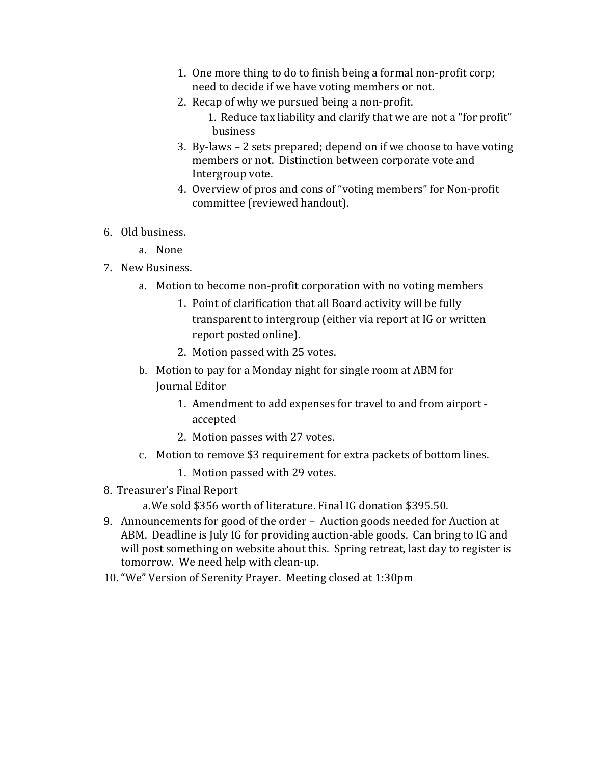1. One more thing to do to finish being a formal non-profit corp; need to decide if we have voting members or not.
2. Recap of why we pursued being a non-profit.
    1. Reduce tax liability and clarify that we are not a "for profit" business
3. By-laws – 2 sets prepared; depend on if we choose to have voting members or not. Distinction between corporate vote and Intergroup vote.
4. Overview of pros and cons of "voting members" for Non-profit committee (reviewed handout).

6. Old business.
    a. None
7. New Business.
    a. Motion to become non-profit corporation with no voting members
        1. Point of clarification that all Board activity will be fully transparent to intergroup (either via report at IG or written report posted online).
        2. Motion passed with 25 votes.
    b. Motion to pay for a Monday night for single room at ABM for Journal Editor
        1. Amendment to add expenses for travel to and from airport - accepted
        2. Motion passes with 27 votes.
    c. Motion to remove $3 requirement for extra packets of bottom lines.
        1. Motion passed with 29 votes.
8. Treasurer's Final Report
    a. We sold $356 worth of literature. Final IG donation $395.50.
9. Announcements for good of the order – Auction goods needed for Auction at ABM. Deadline is July IG for providing auction-able goods. Can bring to IG and will post something on website about this. Spring retreat, last day to register is tomorrow. We need help with clean-up.
10. "We" Version of Serenity Prayer. Meeting closed at 1:30pm